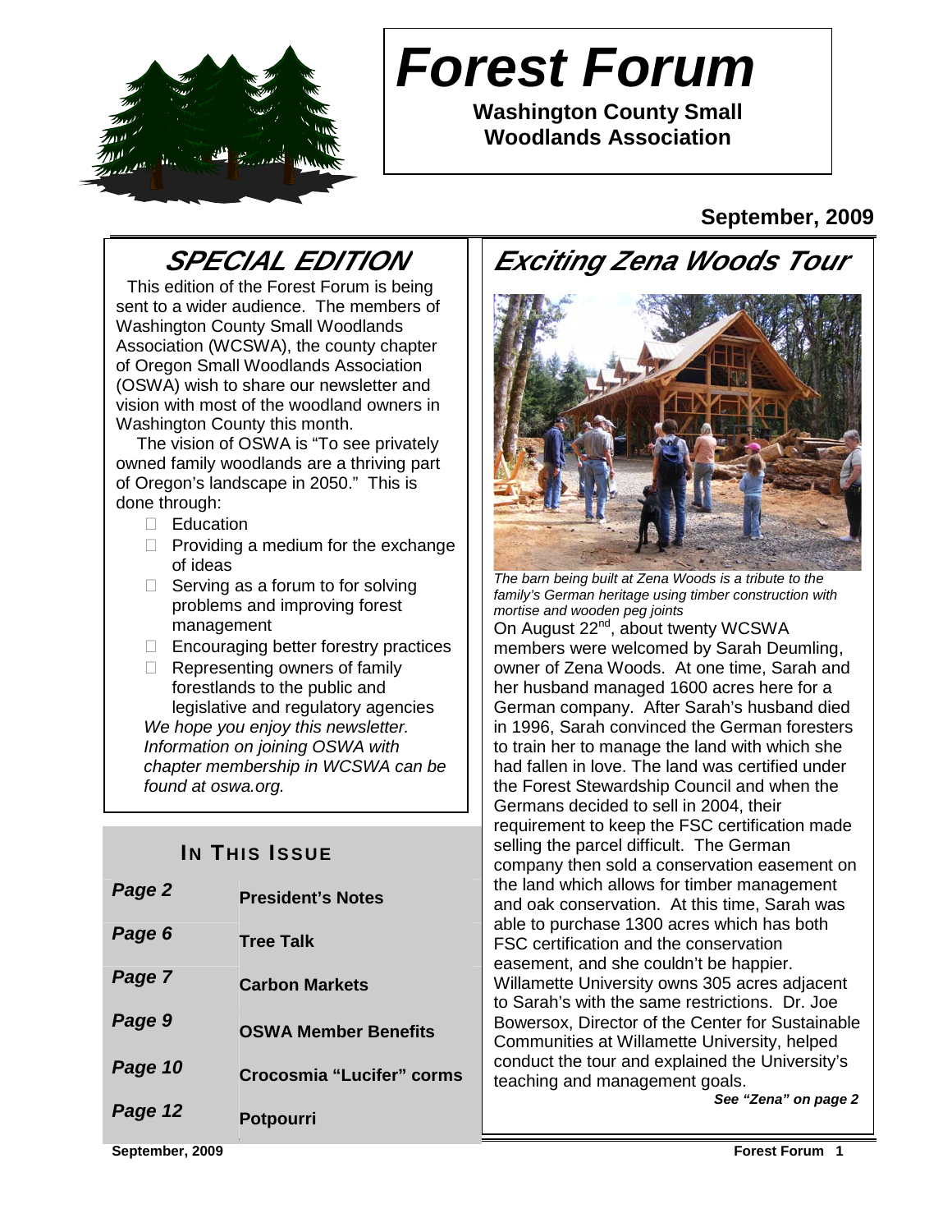# Forest Forum

**Washington County Small Woodlands Association**

**September, 2009**

## SPECIAL EDITION

This edition of the Forest Forum is being sent to a wider audience. The members of Washington County Small Woodlands Association (WCSWA), the county chapter of Oregon Small Woodlands Association (OSWA) wish to share our newsletter and vision with most of the woodland owners in Washington County this month.

The vision of OSWA is "To see privately owned family woodlands are a thriving part of Oregon's landscape in 2050." This is done through:

- Education
- Providing a medium for the exchange of ideas
- Serving as a forum to for solving problems and improving forest management
- Encouraging better forestry practices
- Representing owners of family forestlands to the public and legislative and regulatory agencies

*We hope you enjoy this newsletter. Information on joining OSWA with chapter membership in WCSWA can be found at oswa.org.*

### IN THIS ISSUE

| | |
|---|---|
| **Page 2** | **President's Notes** |
| **Page 6** | **Tree Talk** |
| **Page 7** | **Carbon Markets** |
| **Page 9** | **OSWA Member Benefits** |
| **Page 10** | **Crocosmia "Lucifer" corms** |
| **Page 12** | **Potpourri** |

## Exciting Zena Woods Tour

*The barn being built at Zena Woods is a tribute to the family's German heritage using timber construction with mortise and wooden peg joints*

On August 22nd, about twenty WCSWA members were welcomed by Sarah Deumling, owner of Zena Woods. At one time, Sarah and her husband managed 1600 acres here for a German company. After Sarah's husband died in 1996, Sarah convinced the German foresters to train her to manage the land with which she had fallen in love. The land was certified under the Forest Stewardship Council and when the Germans decided to sell in 2004, their requirement to keep the FSC certification made selling the parcel difficult. The German company then sold a conservation easement on the land which allows for timber management and oak conservation. At this time, Sarah was able to purchase 1300 acres which has both FSC certification and the conservation easement, and she couldn't be happier. Willamette University owns 305 acres adjacent to Sarah's with the same restrictions. Dr. Joe Bowersox, Director of the Center for Sustainable Communities at Willamette University, helped conduct the tour and explained the University's teaching and management goals.

***See "Zena" on page 2***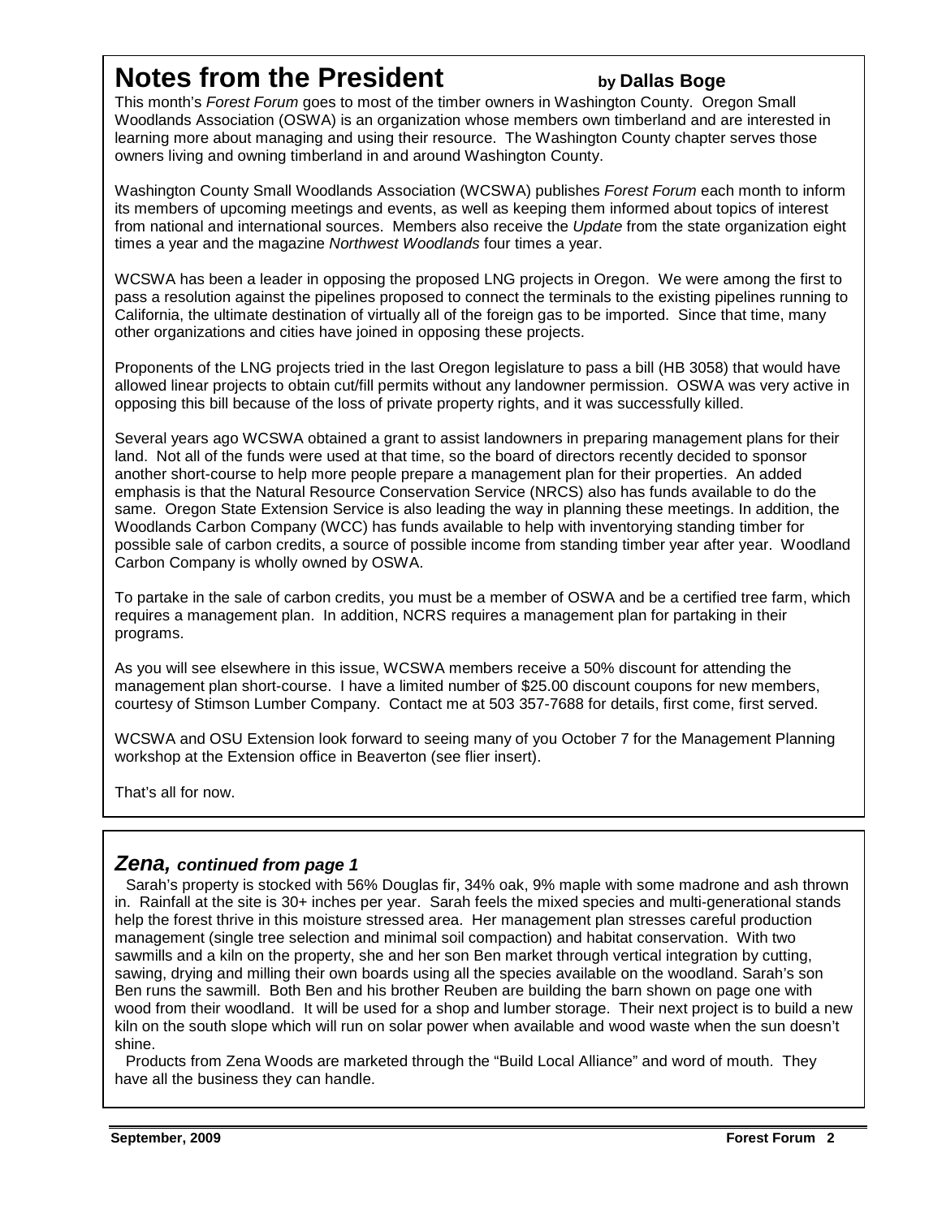# Notes from the President

**by Dallas Boge**

This month's *Forest Forum* goes to most of the timber owners in Washington County. Oregon Small Woodlands Association (OSWA) is an organization whose members own timberland and are interested in learning more about managing and using their resource. The Washington County chapter serves those owners living and owning timberland in and around Washington County.

Washington County Small Woodlands Association (WCSWA) publishes *Forest Forum* each month to inform its members of upcoming meetings and events, as well as keeping them informed about topics of interest from national and international sources. Members also receive the *Update* from the state organization eight times a year and the magazine *Northwest Woodlands* four times a year.

WCSWA has been a leader in opposing the proposed LNG projects in Oregon. We were among the first to pass a resolution against the pipelines proposed to connect the terminals to the existing pipelines running to California, the ultimate destination of virtually all of the foreign gas to be imported. Since that time, many other organizations and cities have joined in opposing these projects.

Proponents of the LNG projects tried in the last Oregon legislature to pass a bill (HB 3058) that would have allowed linear projects to obtain cut/fill permits without any landowner permission. OSWA was very active in opposing this bill because of the loss of private property rights, and it was successfully killed.

Several years ago WCSWA obtained a grant to assist landowners in preparing management plans for their land. Not all of the funds were used at that time, so the board of directors recently decided to sponsor another short-course to help more people prepare a management plan for their properties. An added emphasis is that the Natural Resource Conservation Service (NRCS) also has funds available to do the same. Oregon State Extension Service is also leading the way in planning these meetings. In addition, the Woodlands Carbon Company (WCC) has funds available to help with inventorying standing timber for possible sale of carbon credits, a source of possible income from standing timber year after year. Woodland Carbon Company is wholly owned by OSWA.

To partake in the sale of carbon credits, you must be a member of OSWA and be a certified tree farm, which requires a management plan. In addition, NCRS requires a management plan for partaking in their programs.

As you will see elsewhere in this issue, WCSWA members receive a 50% discount for attending the management plan short-course. I have a limited number of $25.00 discount coupons for new members, courtesy of Stimson Lumber Company. Contact me at 503 357-7688 for details, first come, first served.

WCSWA and OSU Extension look forward to seeing many of you October 7 for the Management Planning workshop at the Extension office in Beaverton (see flier insert).

That's all for now.

## *Zena, continued from page 1*

Sarah's property is stocked with 56% Douglas fir, 34% oak, 9% maple with some madrone and ash thrown in. Rainfall at the site is 30+ inches per year. Sarah feels the mixed species and multi-generational stands help the forest thrive in this moisture stressed area. Her management plan stresses careful production management (single tree selection and minimal soil compaction) and habitat conservation. With two sawmills and a kiln on the property, she and her son Ben market through vertical integration by cutting, sawing, drying and milling their own boards using all the species available on the woodland. Sarah's son Ben runs the sawmill. Both Ben and his brother Reuben are building the barn shown on page one with wood from their woodland. It will be used for a shop and lumber storage. Their next project is to build a new kiln on the south slope which will run on solar power when available and wood waste when the sun doesn't shine.

Products from Zena Woods are marketed through the "Build Local Alliance" and word of mouth. They have all the business they can handle.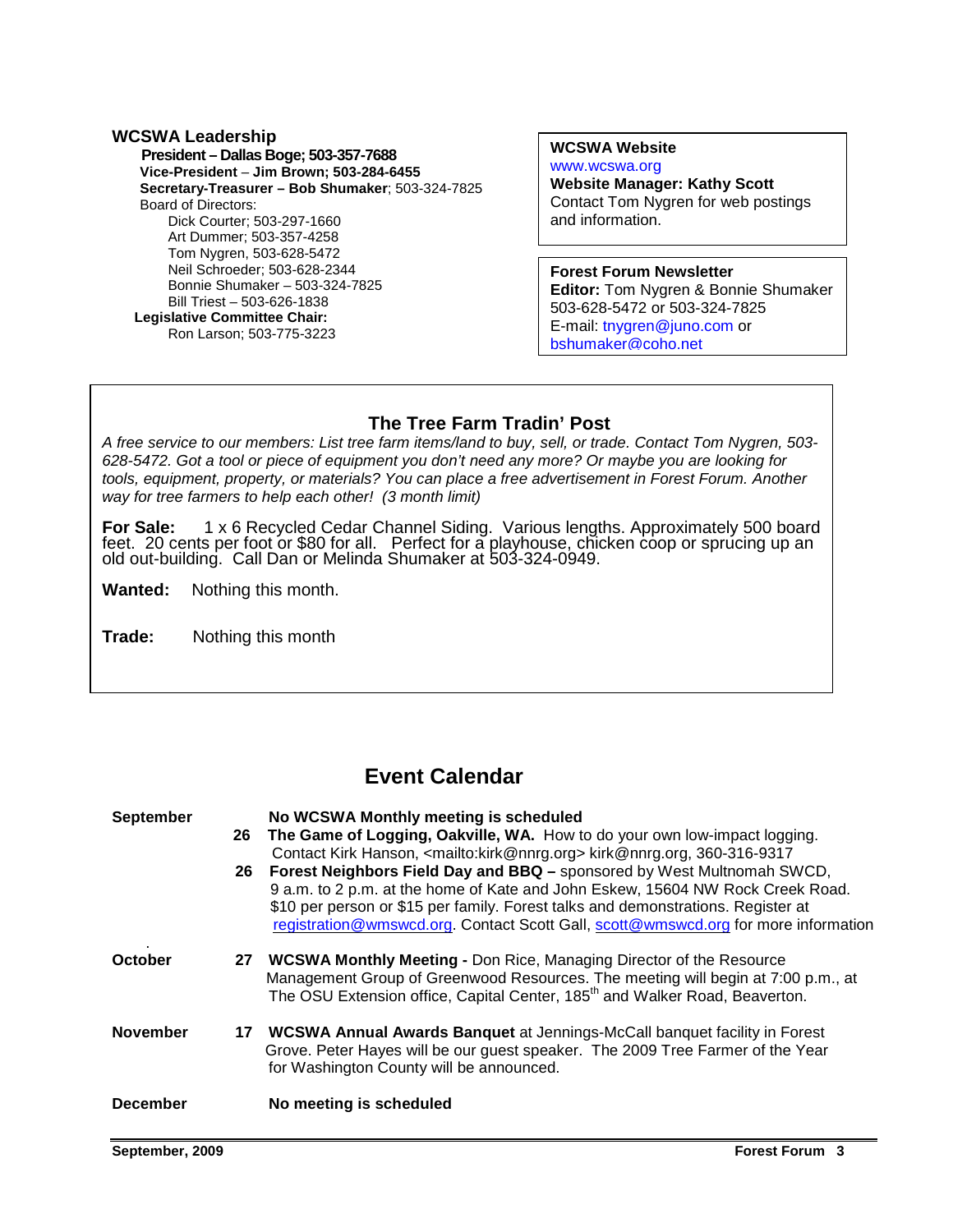## WCSWA Leadership

**President – Dallas Boge; 503-357-7688**
**Vice-President – Jim Brown; 503-284-6455**
**Secretary-Treasurer – Bob Shumaker**; 503-324-7825
Board of Directors:
Dick Courter; 503-297-1660
Art Dummer; 503-357-4258
Tom Nygren, 503-628-5472
Neil Schroeder; 503-628-2344
Bonnie Shumaker – 503-324-7825
Bill Triest – 503-626-1838
**Legislative Committee Chair:**
Ron Larson; 503-775-3223

**WCSWA Website**
www.wcswa.org
**Website Manager: Kathy Scott**
Contact Tom Nygren for web postings and information.

**Forest Forum Newsletter**
**Editor:** Tom Nygren & Bonnie Shumaker
503-628-5472 or 503-324-7825
E-mail: tnygren@juno.com or bshumaker@coho.net

### The Tree Farm Tradin' Post

*A free service to our members: List tree farm items/land to buy, sell, or trade. Contact Tom Nygren, 503-628-5472. Got a tool or piece of equipment you don't need any more? Or maybe you are looking for tools, equipment, property, or materials? You can place a free advertisement in Forest Forum. Another way for tree farmers to help each other! (3 month limit)*

**For Sale:** 1 x 6 Recycled Cedar Channel Siding. Various lengths. Approximately 500 board feet. 20 cents per foot or $80 for all. Perfect for a playhouse, chicken coop or sprucing up an old out-building. Call Dan or Melinda Shumaker at 503-324-0949.

**Wanted:** Nothing this month.

**Trade:** Nothing this month

## Event Calendar

**September**

**No WCSWA Monthly meeting is scheduled**

**26** **The Game of Logging, Oakville, WA.** How to do your own low-impact logging. Contact Kirk Hanson, <mailto:kirk@nnrg.org> kirk@nnrg.org, 360-316-9317

**26** **Forest Neighbors Field Day and BBQ –** sponsored by West Multnomah SWCD, 9 a.m. to 2 p.m. at the home of Kate and John Eskew, 15604 NW Rock Creek Road. $10 per person or $15 per family. Forest talks and demonstrations. Register at registration@wmswcd.org. Contact Scott Gall, scott@wmswcd.org for more information

**October**

**27** **WCSWA Monthly Meeting -** Don Rice, Managing Director of the Resource Management Group of Greenwood Resources. The meeting will begin at 7:00 p.m., at The OSU Extension office, Capital Center, 185th and Walker Road, Beaverton.

**November**

**17** **WCSWA Annual Awards Banquet** at Jennings-McCall banquet facility in Forest Grove. Peter Hayes will be our guest speaker. The 2009 Tree Farmer of the Year for Washington County will be announced.

**December**

**No meeting is scheduled**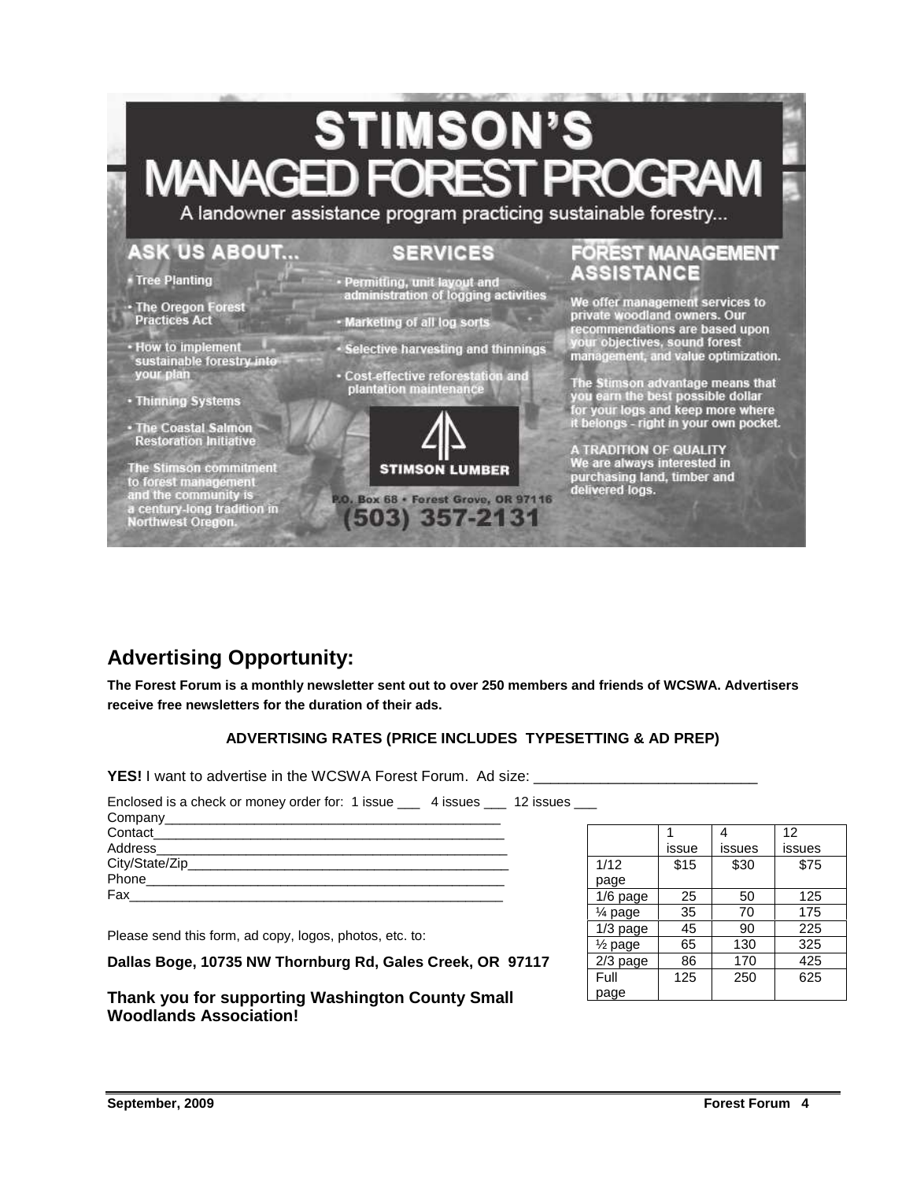# STIMSON'S MANAGED FOREST PROGRAM

A landowner assistance program practicing sustainable forestry...

## ASK US ABOUT...

- Tree Planting
- The Oregon Forest Practices Act
- How to implement sustainable forestry into your plan
- Thinning Systems
- The Coastal Salmon Restoration Initiative

The Stimson commitment to forest management and the community is a century-long tradition in Northwest Oregon.

## SERVICES

- Permitting, unit layout and administration of logging activities
- Marketing of all log sorts
- Selective harvesting and thinnings
- Cost-effective reforestation and plantation maintenance

STIMSON LUMBER

P.O. Box 68 • Forest Grove, OR 97116

(503) 357-2131

## FOREST MANAGEMENT ASSISTANCE

We offer management services to private woodland owners. Our recommendations are based upon your objectives, sound forest management, and value optimization.

The Stimson advantage means that you earn the best possible dollar for your logs and keep more where it belongs - right in your own pocket.

A TRADITION OF QUALITY
We are always interested in purchasing land, timber and delivered logs.

## Advertising Opportunity:

**The Forest Forum is a monthly newsletter sent out to over 250 members and friends of WCSWA. Advertisers receive free newsletters for the duration of their ads.**

**ADVERTISING RATES (PRICE INCLUDES TYPESETTING & AD PREP)**

**YES!** I want to advertise in the WCSWA Forest Forum. Ad size: ___________________________

Enclosed is a check or money order for: 1 issue ___ 4 issues ___ 12 issues ___

Company_______________________________________________
Contact________________________________________________
Address________________________________________________
City/State/Zip___________________________________________
Phone_________________________________________________
Fax___________________________________________________

| | 1 issue | 4 issues | 12 issues |
|---|---|---|---|
| 1/12 page | $15 | $30 | $75 |
| 1/6 page | 25 | 50 | 125 |
| ¼ page | 35 | 70 | 175 |
| 1/3 page | 45 | 90 | 225 |
| ½ page | 65 | 130 | 325 |
| 2/3 page | 86 | 170 | 425 |
| Full page | 125 | 250 | 625 |

Please send this form, ad copy, logos, photos, etc. to:

**Dallas Boge, 10735 NW Thornburg Rd, Gales Creek, OR 97117**

**Thank you for supporting Washington County Small Woodlands Association!**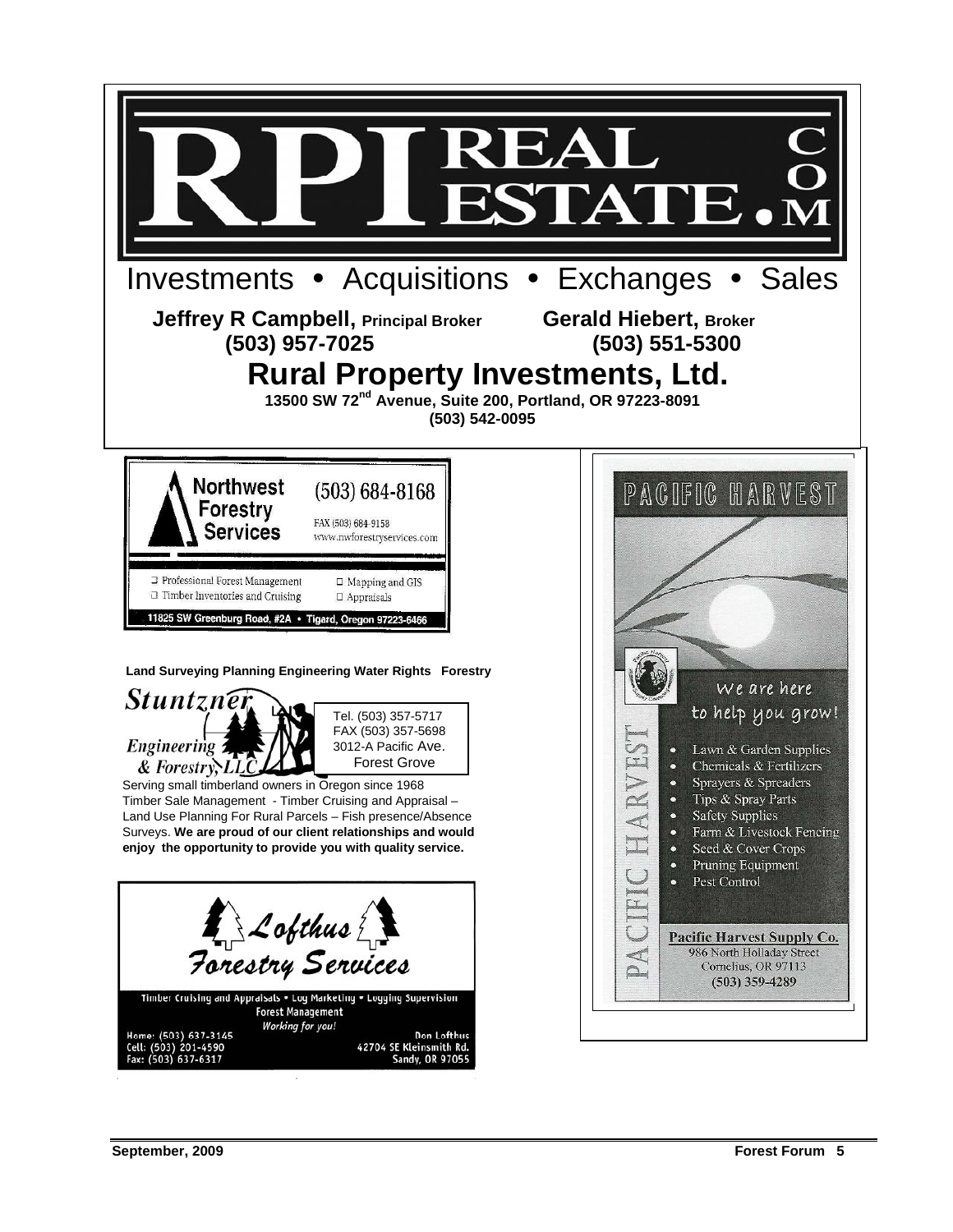# RPI REAL ESTATE.COM

Investments • Acquisitions • Exchanges • Sales

**Jeffrey R Campbell, Principal Broker**
**(503) 957-7025**

**Gerald Hiebert, Broker**
**(503) 551-5300**

## Rural Property Investments, Ltd.

**13500 SW 72nd Avenue, Suite 200, Portland, OR 97223-8091**
**(503) 542-0095**

---

**Northwest Forestry Services**

(503) 684-8168
FAX (503) 684-9158
www.nwforestryservices.com

- Professional Forest Management
- Timber Inventories and Cruising
- Mapping and GIS
- Appraisals

11825 SW Greenburg Road, #2A • Tigard, Oregon 97223-6466

---

**Land Surveying Planning Engineering Water Rights Forestry**

*Stuntzner Engineering & Forestry, LLC*

Tel. (503) 357-5717
FAX (503) 357-5698
3012-A Pacific Ave.
Forest Grove

Serving small timberland owners in Oregon since 1968
Timber Sale Management - Timber Cruising and Appraisal – Land Use Planning For Rural Parcels – Fish presence/Absence Surveys. **We are proud of our client relationships and would enjoy the opportunity to provide you with quality service.**

---

*Lofthus Forestry Services*

Timber Cruising and Appraisals • Log Marketing • Logging Supervision
Forest Management
*Working for you!*

Home: (503) 637-3145
Cell: (503) 201-4590
Fax: (503) 637-6317

Don Lofthus
42704 SE Kleinsmith Rd.
Sandy, OR 97055

---

**PACIFIC HARVEST**

*We are here to help you grow!*

- Lawn & Garden Supplies
- Chemicals & Fertilizers
- Sprayers & Spreaders
- Tips & Spray Parts
- Safety Supplies
- Farm & Livestock Fencing
- Seed & Cover Crops
- Pruning Equipment
- Pest Control

**Pacific Harvest Supply Co.**
986 North Holladay Street
Cornelius, OR 97113
(503) 359-4289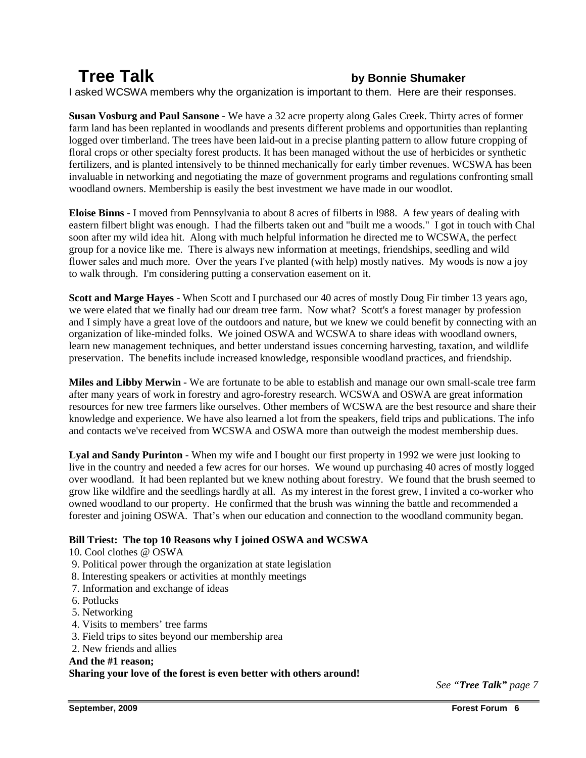# Tree Talk

**by Bonnie Shumaker**

I asked WCSWA members why the organization is important to them. Here are their responses.

**Susan Vosburg and Paul Sansone -** We have a 32 acre property along Gales Creek. Thirty acres of former farm land has been replanted in woodlands and presents different problems and opportunities than replanting logged over timberland. The trees have been laid-out in a precise planting pattern to allow future cropping of floral crops or other specialty forest products. It has been managed without the use of herbicides or synthetic fertilizers, and is planted intensively to be thinned mechanically for early timber revenues. WCSWA has been invaluable in networking and negotiating the maze of government programs and regulations confronting small woodland owners. Membership is easily the best investment we have made in our woodlot.

**Eloise Binns -** I moved from Pennsylvania to about 8 acres of filberts in l988. A few years of dealing with eastern filbert blight was enough. I had the filberts taken out and "built me a woods." I got in touch with Chal soon after my wild idea hit. Along with much helpful information he directed me to WCSWA, the perfect group for a novice like me. There is always new information at meetings, friendships, seedling and wild flower sales and much more. Over the years I've planted (with help) mostly natives. My woods is now a joy to walk through. I'm considering putting a conservation easement on it.

**Scott and Marge Hayes** - When Scott and I purchased our 40 acres of mostly Doug Fir timber 13 years ago, we were elated that we finally had our dream tree farm. Now what? Scott's a forest manager by profession and I simply have a great love of the outdoors and nature, but we knew we could benefit by connecting with an organization of like-minded folks. We joined OSWA and WCSWA to share ideas with woodland owners, learn new management techniques, and better understand issues concerning harvesting, taxation, and wildlife preservation. The benefits include increased knowledge, responsible woodland practices, and friendship.

**Miles and Libby Merwin** - We are fortunate to be able to establish and manage our own small-scale tree farm after many years of work in forestry and agro-forestry research. WCSWA and OSWA are great information resources for new tree farmers like ourselves. Other members of WCSWA are the best resource and share their knowledge and experience. We have also learned a lot from the speakers, field trips and publications. The info and contacts we've received from WCSWA and OSWA more than outweigh the modest membership dues.

**Lyal and Sandy Purinton -** When my wife and I bought our first property in 1992 we were just looking to live in the country and needed a few acres for our horses. We wound up purchasing 40 acres of mostly logged over woodland. It had been replanted but we knew nothing about forestry. We found that the brush seemed to grow like wildfire and the seedlings hardly at all. As my interest in the forest grew, I invited a co-worker who owned woodland to our property. He confirmed that the brush was winning the battle and recommended a forester and joining OSWA. That's when our education and connection to the woodland community began.

**Bill Triest: The top 10 Reasons why I joined OSWA and WCSWA**

10. Cool clothes @ OSWA
9. Political power through the organization at state legislation
8. Interesting speakers or activities at monthly meetings
7. Information and exchange of ideas
6. Potlucks
5. Networking
4. Visits to members' tree farms
3. Field trips to sites beyond our membership area
2. New friends and allies

**And the #1 reason;**
**Sharing your love of the forest is even better with others around!**

*See "**Tree Talk**" page 7*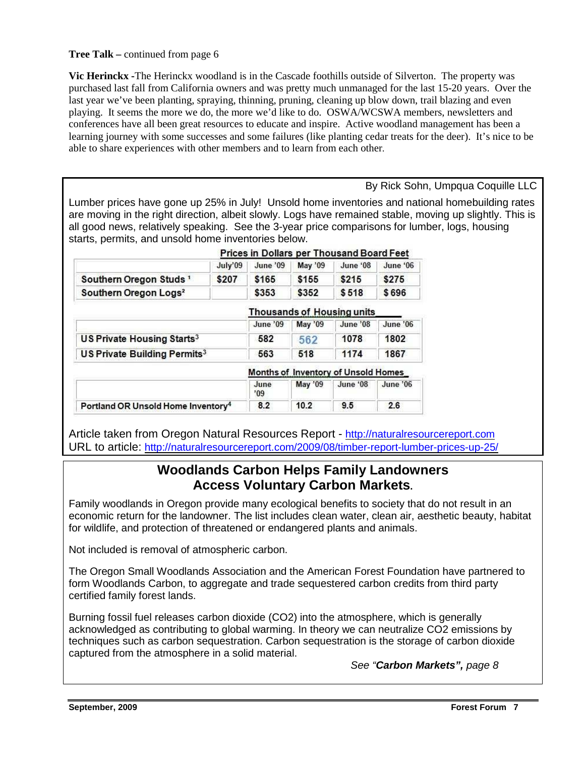**Tree Talk –** continued from page 6

**Vic Herinckx** -The Herinckx woodland is in the Cascade foothills outside of Silverton. The property was purchased last fall from California owners and was pretty much unmanaged for the last 15-20 years. Over the last year we've been planting, spraying, thinning, pruning, cleaning up blow down, trail blazing and even playing. It seems the more we do, the more we'd like to do. OSWA/WCSWA members, newsletters and conferences have all been great resources to educate and inspire. Active woodland management has been a learning journey with some successes and some failures (like planting cedar treats for the deer). It's nice to be able to share experiences with other members and to learn from each other.

By Rick Sohn, Umpqua Coquille LLC

Lumber prices have gone up 25% in July! Unsold home inventories and national homebuilding rates are moving in the right direction, albeit slowly. Logs have remained stable, moving up slightly. This is all good news, relatively speaking. See the 3-year price comparisons for lumber, logs, housing starts, permits, and unsold home inventories below.

**Prices in Dollars per Thousand Board Feet**

| | July'09 | June '09 | May '09 | June '08 | June '06 |
|---|---|---|---|---|---|
| Southern Oregon Studs [1] | $207 | $165 | $155 | $215 | $275 |
| Southern Oregon Logs[2] | | $353 | $352 | $ 518 | $ 696 |

**Thousands of Housing units**

| | June '09 | May '09 | June '08 | June '06 |
|---|---|---|---|---|
| US Private Housing Starts[3] | 582 | 562 | 1078 | 1802 |
| US Private Building Permits[3] | 563 | 518 | 1174 | 1867 |

**Months of Inventory of Unsold Homes**

| | June '09 | May '09 | June '08 | June '06 |
|---|---|---|---|---|
| Portland OR Unsold Home Inventory[4] | 8.2 | 10.2 | 9.5 | 2.6 |

Article taken from Oregon Natural Resources Report - http://naturalresourcereport.com
URL to article: http://naturalresourcereport.com/2009/08/timber-report-lumber-prices-up-25/

## Woodlands Carbon Helps Family Landowners Access Voluntary Carbon Markets.

Family woodlands in Oregon provide many ecological benefits to society that do not result in an economic return for the landowner. The list includes clean water, clean air, aesthetic beauty, habitat for wildlife, and protection of threatened or endangered plants and animals.

Not included is removal of atmospheric carbon.

The Oregon Small Woodlands Association and the American Forest Foundation have partnered to form Woodlands Carbon, to aggregate and trade sequestered carbon credits from third party certified family forest lands.

Burning fossil fuel releases carbon dioxide ($CO_2$) into the atmosphere, which is generally acknowledged as contributing to global warming. In theory we can neutralize $CO_2$ emissions by techniques such as carbon sequestration. Carbon sequestration is the storage of carbon dioxide captured from the atmosphere in a solid material.

*See "**Carbon Markets",** page 8*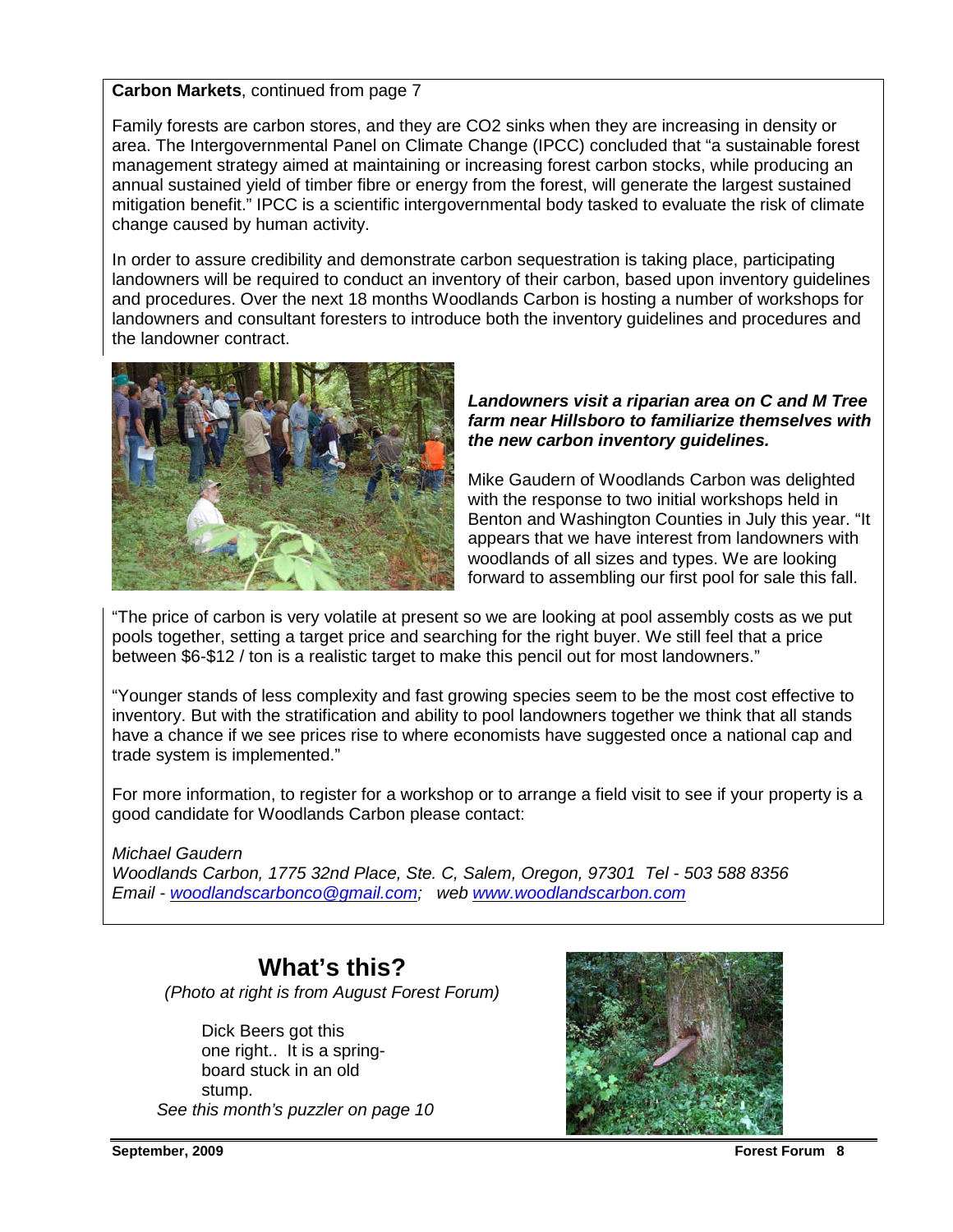**Carbon Markets**, continued from page 7

Family forests are carbon stores, and they are $CO_2$ sinks when they are increasing in density or area. The Intergovernmental Panel on Climate Change (IPCC) concluded that "a sustainable forest management strategy aimed at maintaining or increasing forest carbon stocks, while producing an annual sustained yield of timber fibre or energy from the forest, will generate the largest sustained mitigation benefit." IPCC is a scientific intergovernmental body tasked to evaluate the risk of climate change caused by human activity.

In order to assure credibility and demonstrate carbon sequestration is taking place, participating landowners will be required to conduct an inventory of their carbon, based upon inventory guidelines and procedures. Over the next 18 months Woodlands Carbon is hosting a number of workshops for landowners and consultant foresters to introduce both the inventory guidelines and procedures and the landowner contract.

***Landowners visit a riparian area on C and M Tree farm near Hillsboro to familiarize themselves with the new carbon inventory guidelines.***

Mike Gaudern of Woodlands Carbon was delighted with the response to two initial workshops held in Benton and Washington Counties in July this year. "It appears that we have interest from landowners with woodlands of all sizes and types. We are looking forward to assembling our first pool for sale this fall.

"The price of carbon is very volatile at present so we are looking at pool assembly costs as we put pools together, setting a target price and searching for the right buyer. We still feel that a price between \$6-\$12 / ton is a realistic target to make this pencil out for most landowners."

"Younger stands of less complexity and fast growing species seem to be the most cost effective to inventory. But with the stratification and ability to pool landowners together we think that all stands have a chance if we see prices rise to where economists have suggested once a national cap and trade system is implemented."

For more information, to register for a workshop or to arrange a field visit to see if your property is a good candidate for Woodlands Carbon please contact:

*Michael Gaudern*
*Woodlands Carbon, 1775 32nd Place, Ste. C, Salem, Oregon, 97301 Tel - 503 588 8356*
*Email - woodlandscarbonco@gmail.com; web www.woodlandscarbon.com*

## What's this?

*(Photo at right is from August Forest Forum)*

Dick Beers got this one right.. It is a spring-board stuck in an old stump.

*See this month's puzzler on page 10*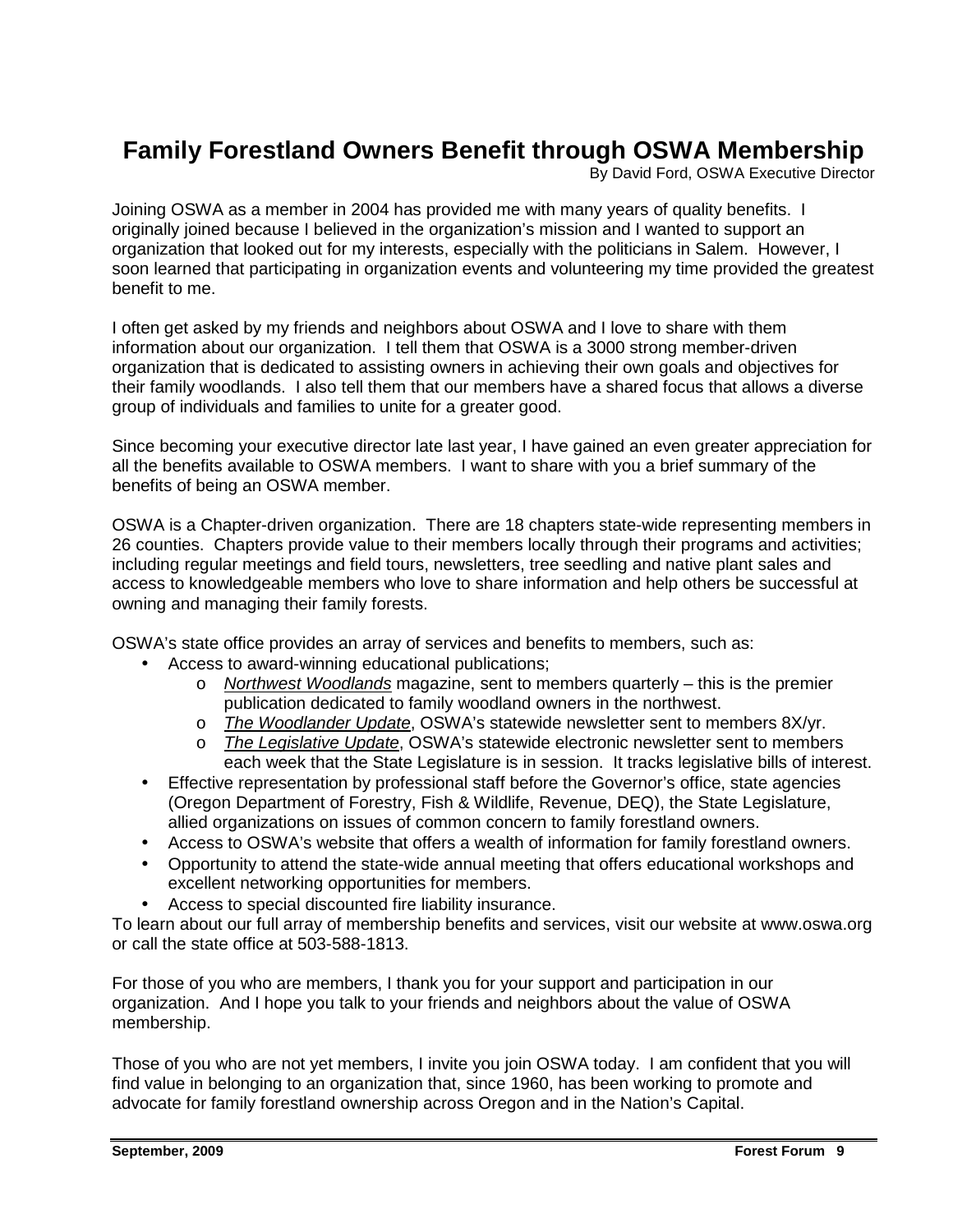# Family Forestland Owners Benefit through OSWA Membership

By David Ford, OSWA Executive Director

Joining OSWA as a member in 2004 has provided me with many years of quality benefits. I originally joined because I believed in the organization's mission and I wanted to support an organization that looked out for my interests, especially with the politicians in Salem. However, I soon learned that participating in organization events and volunteering my time provided the greatest benefit to me.

I often get asked by my friends and neighbors about OSWA and I love to share with them information about our organization. I tell them that OSWA is a 3000 strong member-driven organization that is dedicated to assisting owners in achieving their own goals and objectives for their family woodlands. I also tell them that our members have a shared focus that allows a diverse group of individuals and families to unite for a greater good.

Since becoming your executive director late last year, I have gained an even greater appreciation for all the benefits available to OSWA members. I want to share with you a brief summary of the benefits of being an OSWA member.

OSWA is a Chapter-driven organization. There are 18 chapters state-wide representing members in 26 counties. Chapters provide value to their members locally through their programs and activities; including regular meetings and field tours, newsletters, tree seedling and native plant sales and access to knowledgeable members who love to share information and help others be successful at owning and managing their family forests.

OSWA's state office provides an array of services and benefits to members, such as:

- Access to award-winning educational publications;
  - *Northwest Woodlands* magazine, sent to members quarterly – this is the premier publication dedicated to family woodland owners in the northwest.
  - *The Woodlander Update*, OSWA's statewide newsletter sent to members 8X/yr.
  - *The Legislative Update*, OSWA's statewide electronic newsletter sent to members each week that the State Legislature is in session. It tracks legislative bills of interest.
- Effective representation by professional staff before the Governor's office, state agencies (Oregon Department of Forestry, Fish & Wildlife, Revenue, DEQ), the State Legislature, allied organizations on issues of common concern to family forestland owners.
- Access to OSWA's website that offers a wealth of information for family forestland owners.
- Opportunity to attend the state-wide annual meeting that offers educational workshops and excellent networking opportunities for members.
- Access to special discounted fire liability insurance.

To learn about our full array of membership benefits and services, visit our website at www.oswa.org or call the state office at 503-588-1813.

For those of you who are members, I thank you for your support and participation in our organization. And I hope you talk to your friends and neighbors about the value of OSWA membership.

Those of you who are not yet members, I invite you join OSWA today. I am confident that you will find value in belonging to an organization that, since 1960, has been working to promote and advocate for family forestland ownership across Oregon and in the Nation's Capital.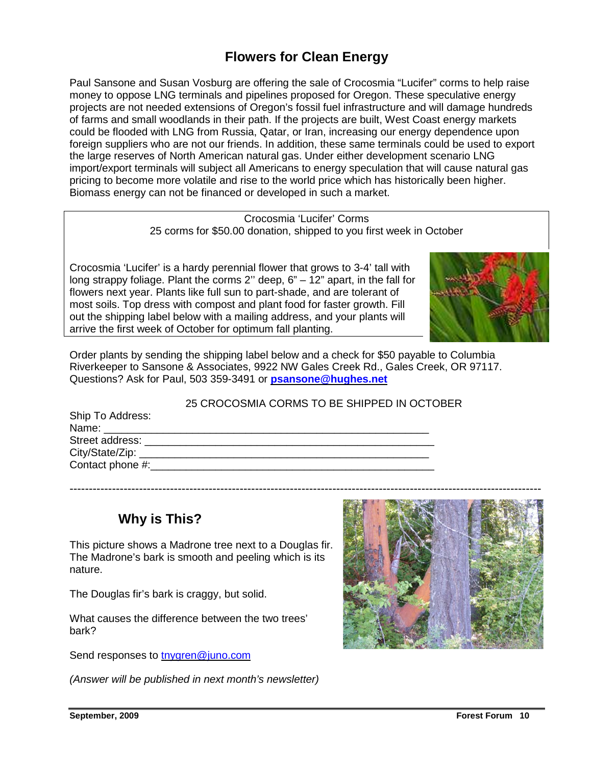## Flowers for Clean Energy

Paul Sansone and Susan Vosburg are offering the sale of Crocosmia "Lucifer" corms to help raise money to oppose LNG terminals and pipelines proposed for Oregon. These speculative energy projects are not needed extensions of Oregon's fossil fuel infrastructure and will damage hundreds of farms and small woodlands in their path. If the projects are built, West Coast energy markets could be flooded with LNG from Russia, Qatar, or Iran, increasing our energy dependence upon foreign suppliers who are not our friends. In addition, these same terminals could be used to export the large reserves of North American natural gas. Under either development scenario LNG import/export terminals will subject all Americans to energy speculation that will cause natural gas pricing to become more volatile and rise to the world price which has historically been higher. Biomass energy can not be financed or developed in such a market.

Crocosmia 'Lucifer' Corms
25 corms for $50.00 donation, shipped to you first week in October

Crocosmia 'Lucifer' is a hardy perennial flower that grows to 3-4' tall with long strappy foliage. Plant the corms 2'' deep, 6" – 12" apart, in the fall for flowers next year. Plants like full sun to part-shade, and are tolerant of most soils. Top dress with compost and plant food for faster growth. Fill out the shipping label below with a mailing address, and your plants will arrive the first week of October for optimum fall planting.

Order plants by sending the shipping label below and a check for $50 payable to Columbia Riverkeeper to Sansone & Associates, 9922 NW Gales Creek Rd., Gales Creek, OR 97117. Questions? Ask for Paul, 503 359-3491 or **psansone@hughes.net**

25 CROCOSMIA CORMS TO BE SHIPPED IN OCTOBER

Ship To Address:
Name: ______________________________________________________
Street address: ______________________________________________________
City/State/Zip: ______________________________________________________
Contact phone #: ______________________________________________________

---

## Why is This?

This picture shows a Madrone tree next to a Douglas fir. The Madrone's bark is smooth and peeling which is its nature.

The Douglas fir's bark is craggy, but solid.

What causes the difference between the two trees' bark?

Send responses to tnygren@juno.com

*(Answer will be published in next month's newsletter)*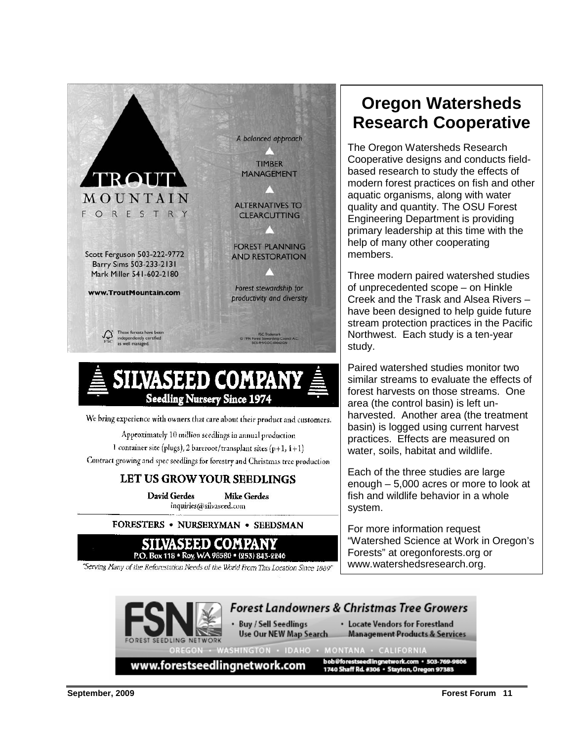TROUT MOUNTAIN FORESTRY

*A balanced approach*

TIMBER MANAGEMENT

ALTERNATIVES TO CLEARCUTTING

FOREST PLANNING AND RESTORATION

*Forest stewardship for productivity and diversity*

Scott Ferguson 503-222-9772
Barry Sims 503-233-2131
Mark Miller 541-602-2180

**www.TroutMountain.com**

These forests have been independently certified as well managed.

FSC Trademark © 1996 Forest Stewardship Council A.C. SCS-FM/COC-00062GN

# SILVASEED COMPANY

**Seedling Nursery Since 1974**

We bring experience with owners that care about their product and customers.

Approximately 10 million seedlings in annual production

1 container site (plugs), 2 bareroot/transplant sites (p+1, 1+1)

Contract growing and spec seedlings for forestry and Christmas tree production

## LET US GROW YOUR SEEDLINGS

**David Gerdes** **Mike Gerdes**
inquiries@silvaseed.com

FORESTERS • NURSERYMAN • SEEDSMAN

**SILVASEED COMPANY**
P.O. Box 118 • Roy, WA 98580 • (253) 843-2246

*"Serving Many of the Reforestation Needs of the World From This Location Since 1889"*

# Oregon Watersheds Research Cooperative

The Oregon Watersheds Research Cooperative designs and conducts field-based research to study the effects of modern forest practices on fish and other aquatic organisms, along with water quality and quantity. The OSU Forest Engineering Department is providing primary leadership at this time with the help of many other cooperating members.

Three modern paired watershed studies of unprecedented scope – on Hinkle Creek and the Trask and Alsea Rivers – have been designed to help guide future stream protection practices in the Pacific Northwest. Each study is a ten-year study.

Paired watershed studies monitor two similar streams to evaluate the effects of forest harvests on those streams. One area (the control basin) is left un-harvested. Another area (the treatment basin) is logged using current harvest practices. Effects are measured on water, soils, habitat and wildlife.

Each of the three studies are large enough – 5,000 acres or more to look at fish and wildlife behavior in a whole system.

For more information request "Watershed Science at Work in Oregon's Forests" at oregonforests.org or www.watershedsresearch.org.

FSN FOREST SEEDLING NETWORK

*Forest Landowners & Christmas Tree Growers*

- Buy / Sell Seedlings Use Our NEW Map Search
- Locate Vendors for Forestland Management Products & Services

OREGON • WASHINGTON • IDAHO • MONTANA • CALIFORNIA

**www.forestseedlingnetwork.com**

bob@forestseedlingnetwork.com • 503-769-9806
1740 Shaff Rd. #306 • Stayton, Oregon 97383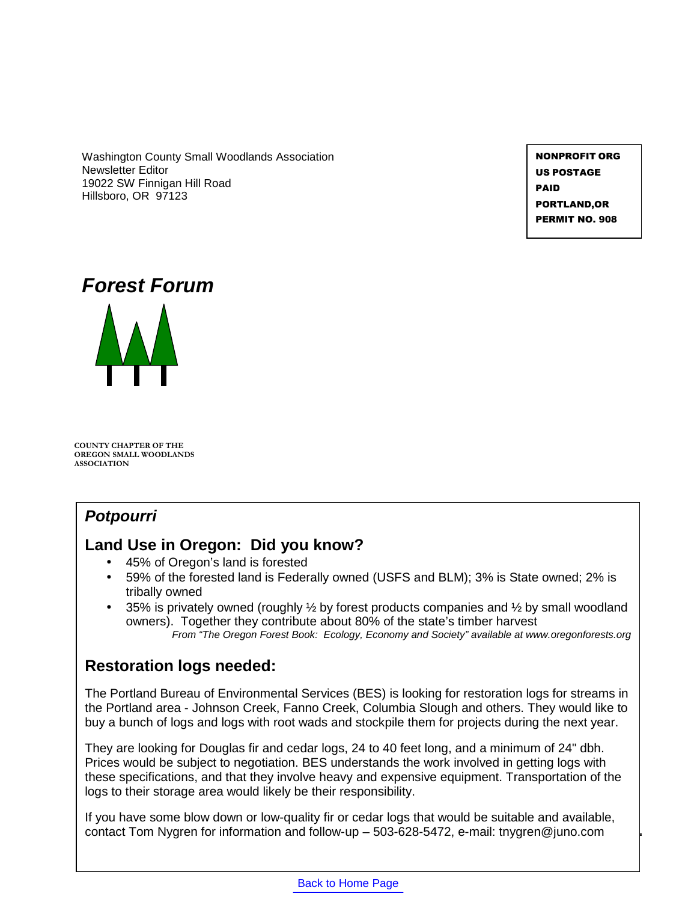Washington County Small Woodlands Association
Newsletter Editor
19022 SW Finnigan Hill Road
Hillsboro, OR 97123

**NONPROFIT ORG**
**US POSTAGE**
**PAID**
**PORTLAND,OR**
**PERMIT NO. 908**

# *Forest Forum*

COUNTY CHAPTER OF THE OREGON SMALL WOODLANDS ASSOCIATION

## *Potpourri*

## Land Use in Oregon: Did you know?

- 45% of Oregon's land is forested
- 59% of the forested land is Federally owned (USFS and BLM); 3% is State owned; 2% is tribally owned
- 35% is privately owned (roughly ½ by forest products companies and ½ by small woodland owners). Together they contribute about 80% of the state's timber harvest

*From "The Oregon Forest Book: Ecology, Economy and Society" available at www.oregonforests.org*

## Restoration logs needed:

The Portland Bureau of Environmental Services (BES) is looking for restoration logs for streams in the Portland area - Johnson Creek, Fanno Creek, Columbia Slough and others. They would like to buy a bunch of logs and logs with root wads and stockpile them for projects during the next year.

They are looking for Douglas fir and cedar logs, 24 to 40 feet long, and a minimum of 24" dbh. Prices would be subject to negotiation. BES understands the work involved in getting logs with these specifications, and that they involve heavy and expensive equipment. Transportation of the logs to their storage area would likely be their responsibility.

If you have some blow down or low-quality fir or cedar logs that would be suitable and available, contact Tom Nygren for information and follow-up – 503-628-5472, e-mail: tnygren@juno.com

Back to Home Page